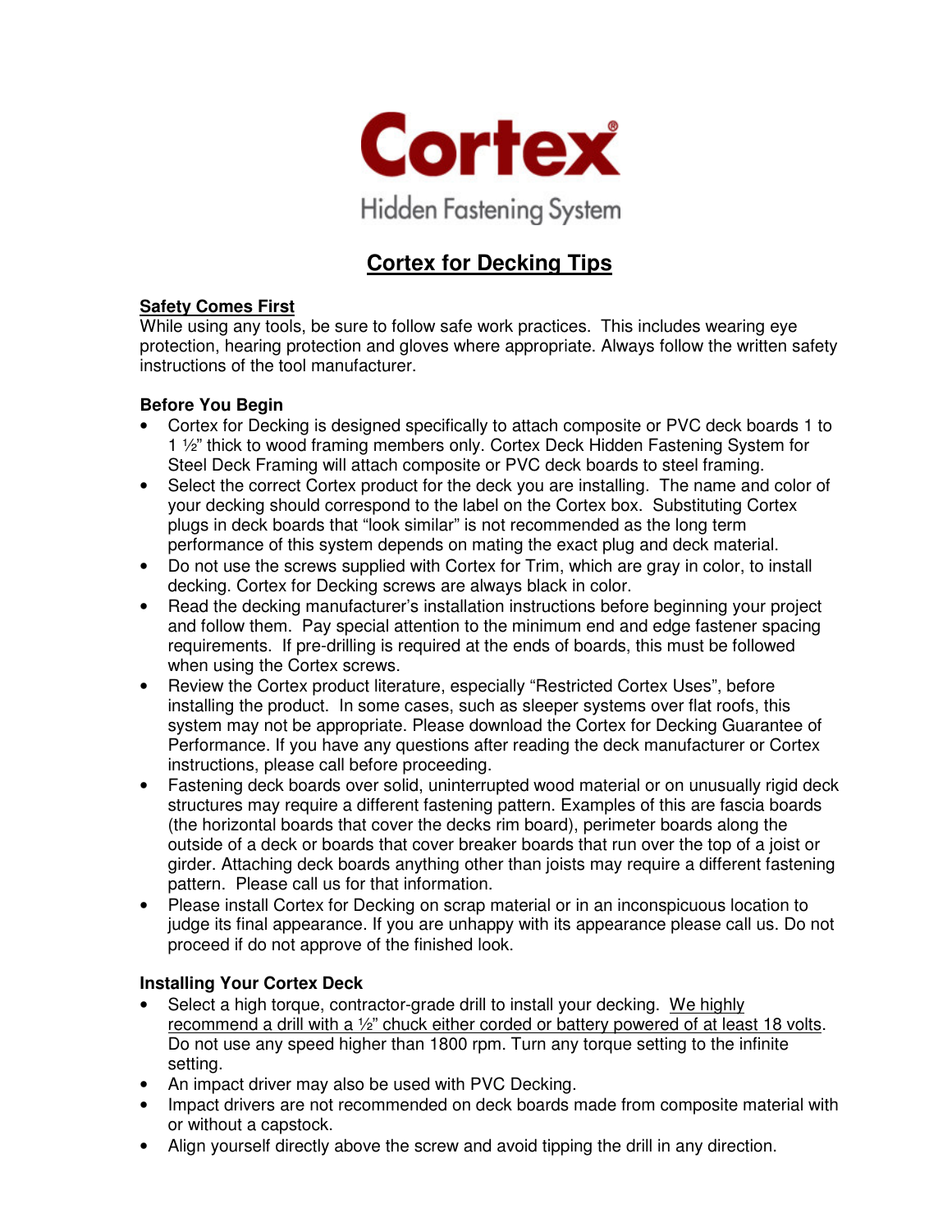# Cortex

Hidden Fastening System

## Cortex for Decking Tips

### Safety Comes First

While using any tools, be sure to follow safe work practices. This includes wearing eye protection, hearing protection and gloves where appropriate. Always follow the written safety instructions of the tool manufacturer.

### Before You Begin

- Cortex for Decking is designed specifically to attach composite or PVC deck boards 1 to 1 ½" thick to wood framing members only. Cortex Deck Hidden Fastening System for Steel Deck Framing will attach composite or PVC deck boards to steel framing.
- Select the correct Cortex product for the deck you are installing. The name and color of your decking should correspond to the label on the Cortex box. Substituting Cortex plugs in deck boards that "look similar" is not recommended as the long term performance of this system depends on mating the exact plug and deck material.
- Do not use the screws supplied with Cortex for Trim, which are gray in color, to install decking. Cortex for Decking screws are always black in color.
- Read the decking manufacturer's installation instructions before beginning your project and follow them. Pay special attention to the minimum end and edge fastener spacing requirements. If pre-drilling is required at the ends of boards, this must be followed when using the Cortex screws.
- Review the Cortex product literature, especially "Restricted Cortex Uses", before installing the product. In some cases, such as sleeper systems over flat roofs, this system may not be appropriate. Please download the Cortex for Decking Guarantee of Performance. If you have any questions after reading the deck manufacturer or Cortex instructions, please call before proceeding.
- Fastening deck boards over solid, uninterrupted wood material or on unusually rigid deck structures may require a different fastening pattern. Examples of this are fascia boards (the horizontal boards that cover the decks rim board), perimeter boards along the outside of a deck or boards that cover breaker boards that run over the top of a joist or girder. Attaching deck boards anything other than joists may require a different fastening pattern. Please call us for that information.
- Please install Cortex for Decking on scrap material or in an inconspicuous location to judge its final appearance. If you are unhappy with its appearance please call us. Do not proceed if do not approve of the finished look.

### Installing Your Cortex Deck

- Select a high torque, contractor-grade drill to install your decking. We highly recommend a drill with a ½" chuck either corded or battery powered of at least 18 volts. Do not use any speed higher than 1800 rpm. Turn any torque setting to the infinite setting.
- An impact driver may also be used with PVC Decking.
- Impact drivers are not recommended on deck boards made from composite material with or without a capstock.
- Align yourself directly above the screw and avoid tipping the drill in any direction.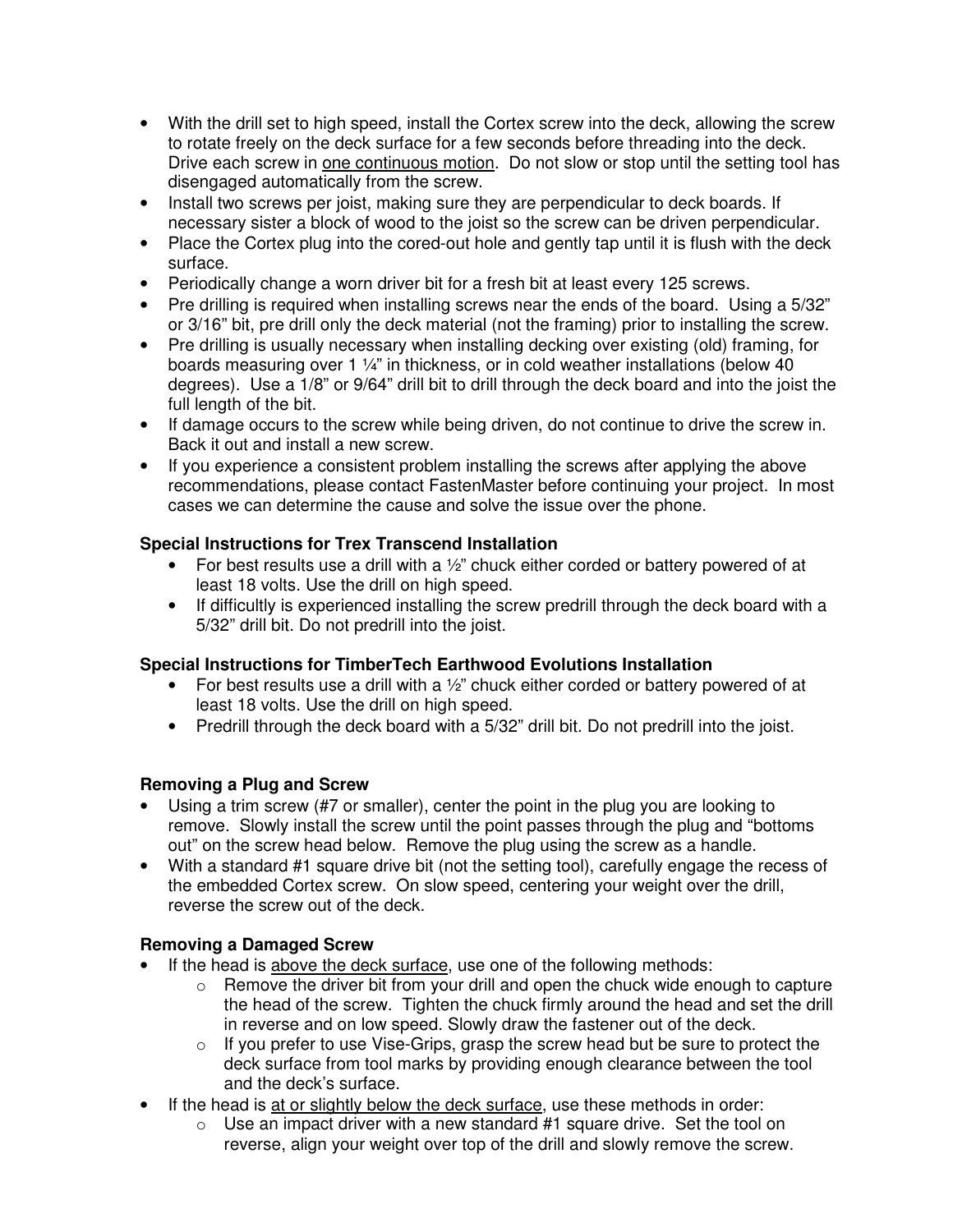- With the drill set to high speed, install the Cortex screw into the deck, allowing the screw to rotate freely on the deck surface for a few seconds before threading into the deck. Drive each screw in <u>one continuous motion</u>. Do not slow or stop until the setting tool has disengaged automatically from the screw.
- Install two screws per joist, making sure they are perpendicular to deck boards. If necessary sister a block of wood to the joist so the screw can be driven perpendicular.
- Place the Cortex plug into the cored-out hole and gently tap until it is flush with the deck surface.
- Periodically change a worn driver bit for a fresh bit at least every 125 screws.
- Pre drilling is required when installing screws near the ends of the board. Using a 5/32" or 3/16" bit, pre drill only the deck material (not the framing) prior to installing the screw.
- Pre drilling is usually necessary when installing decking over existing (old) framing, for boards measuring over 1 ¼" in thickness, or in cold weather installations (below 40 degrees). Use a 1/8" or 9/64" drill bit to drill through the deck board and into the joist the full length of the bit.
- If damage occurs to the screw while being driven, do not continue to drive the screw in. Back it out and install a new screw.
- If you experience a consistent problem installing the screws after applying the above recommendations, please contact FastenMaster before continuing your project. In most cases we can determine the cause and solve the issue over the phone.

**Special Instructions for Trex Transcend Installation**

- For best results use a drill with a ½" chuck either corded or battery powered of at least 18 volts. Use the drill on high speed.
- If difficultly is experienced installing the screw predrill through the deck board with a 5/32" drill bit. Do not predrill into the joist.

**Special Instructions for TimberTech Earthwood Evolutions Installation**

- For best results use a drill with a ½" chuck either corded or battery powered of at least 18 volts. Use the drill on high speed.
- Predrill through the deck board with a 5/32" drill bit. Do not predrill into the joist.

**Removing a Plug and Screw**

- Using a trim screw (#7 or smaller), center the point in the plug you are looking to remove. Slowly install the screw until the point passes through the plug and "bottoms out" on the screw head below. Remove the plug using the screw as a handle.
- With a standard #1 square drive bit (not the setting tool), carefully engage the recess of the embedded Cortex screw. On slow speed, centering your weight over the drill, reverse the screw out of the deck.

**Removing a Damaged Screw**

- If the head is <u>above the deck surface</u>, use one of the following methods:
  - Remove the driver bit from your drill and open the chuck wide enough to capture the head of the screw. Tighten the chuck firmly around the head and set the drill in reverse and on low speed. Slowly draw the fastener out of the deck.
  - If you prefer to use Vise-Grips, grasp the screw head but be sure to protect the deck surface from tool marks by providing enough clearance between the tool and the deck's surface.
- If the head is <u>at or slightly below the deck surface</u>, use these methods in order:
  - Use an impact driver with a new standard #1 square drive. Set the tool on reverse, align your weight over top of the drill and slowly remove the screw.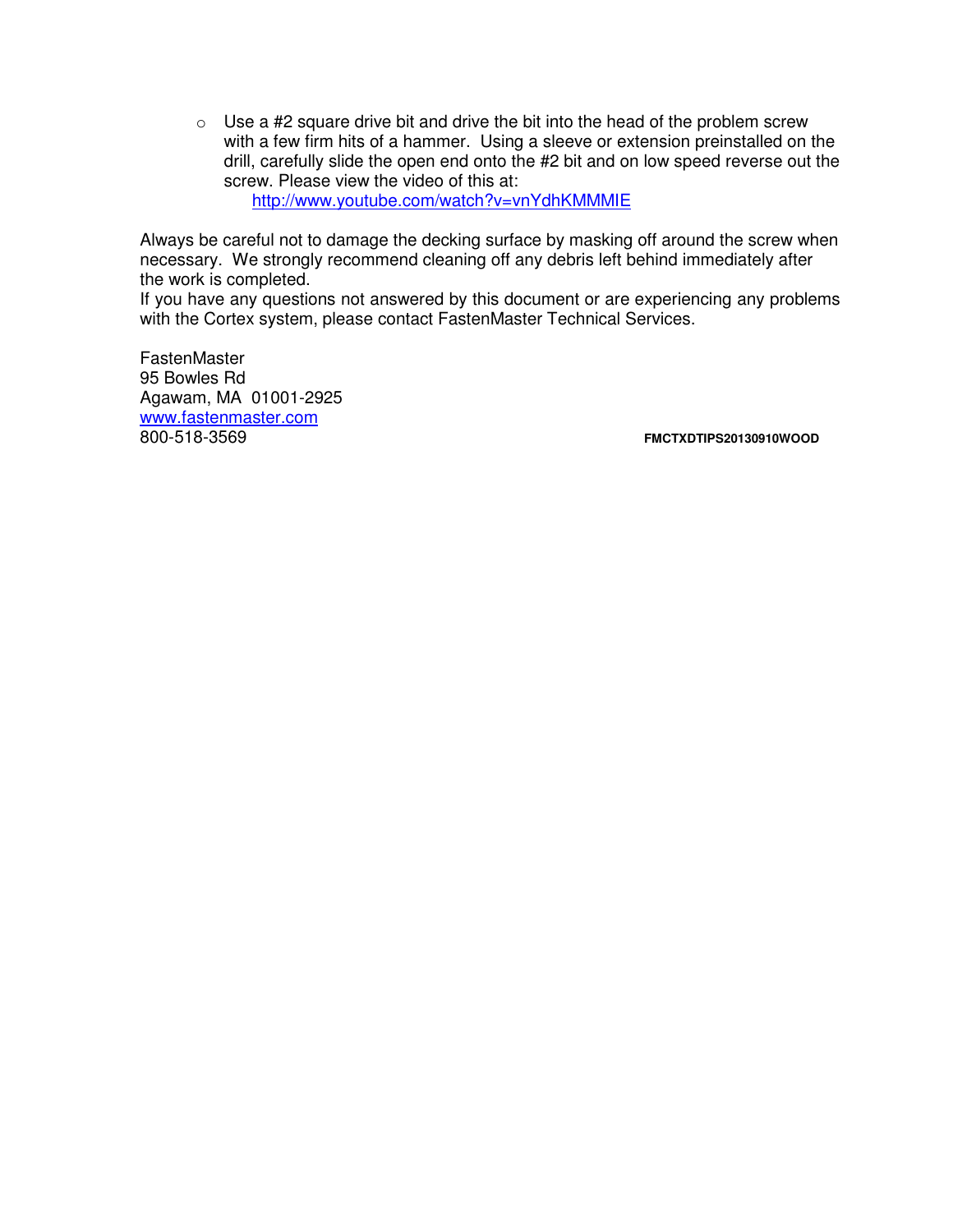- Use a #2 square drive bit and drive the bit into the head of the problem screw with a few firm hits of a hammer. Using a sleeve or extension preinstalled on the drill, carefully slide the open end onto the #2 bit and on low speed reverse out the screw. Please view the video of this at:
  http://www.youtube.com/watch?v=vnYdhKMMMIE

Always be careful not to damage the decking surface by masking off around the screw when necessary. We strongly recommend cleaning off any debris left behind immediately after the work is completed.

If you have any questions not answered by this document or are experiencing any problems with the Cortex system, please contact FastenMaster Technical Services.

FastenMaster
95 Bowles Rd
Agawam, MA 01001-2925
www.fastenmaster.com
800-518-3569

**FMCTXDTIPS20130910WOOD**